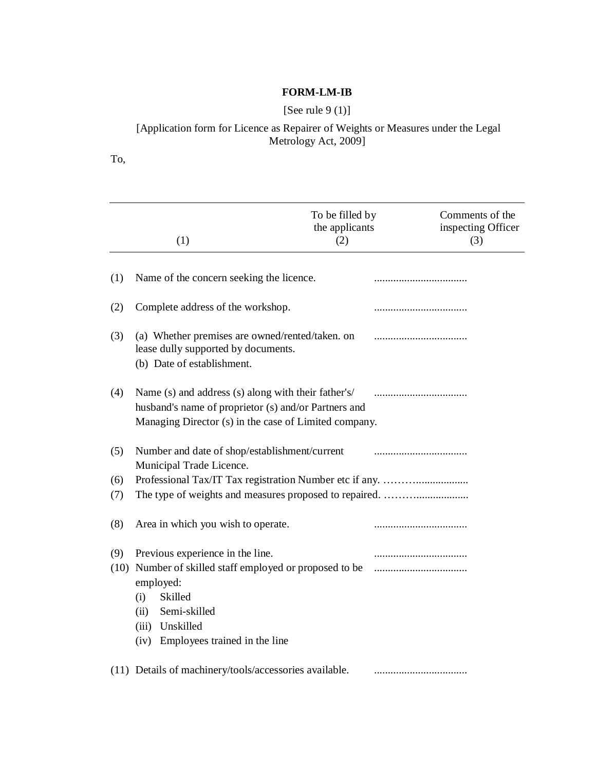**FORM-LM-IB**

[See rule 9 (1)]

[Application form for Licence as Repairer of Weights or Measures under the Legal Metrology Act, 2009]

To,

| (1) | To be filled by the applicants (2) | Comments of the inspecting Officer (3) |
|---|---|---|
| (1) Name of the concern seeking the licence. | .................................. | |
| (2) Complete address of the workshop. | .................................. | |
| (3) (a) Whether premises are owned/rented/taken. on lease dully supported by documents.<br>(b) Date of establishment. | .................................. | |
| (4) Name (s) and address (s) along with their father's/ husband's name of proprietor (s) and/or Partners and Managing Director (s) in the case of Limited company. | .................................. | |
| (5) Number and date of shop/establishment/current Municipal Trade Licence. | .................................. | |
| (6) Professional Tax/IT Tax registration Number etc if any. | ………................... | |
| (7) The type of weights and measures proposed to repaired. | ………................... | |
| (8) Area in which you wish to operate. | .................................. | |
| (9) Previous experience in the line. | .................................. | |
| (10) Number of skilled staff employed or proposed to be employed:<br>(i) Skilled<br>(ii) Semi-skilled<br>(iii) Unskilled<br>(iv) Employees trained in the line | .................................. | |
| (11) Details of machinery/tools/accessories available. | .................................. | |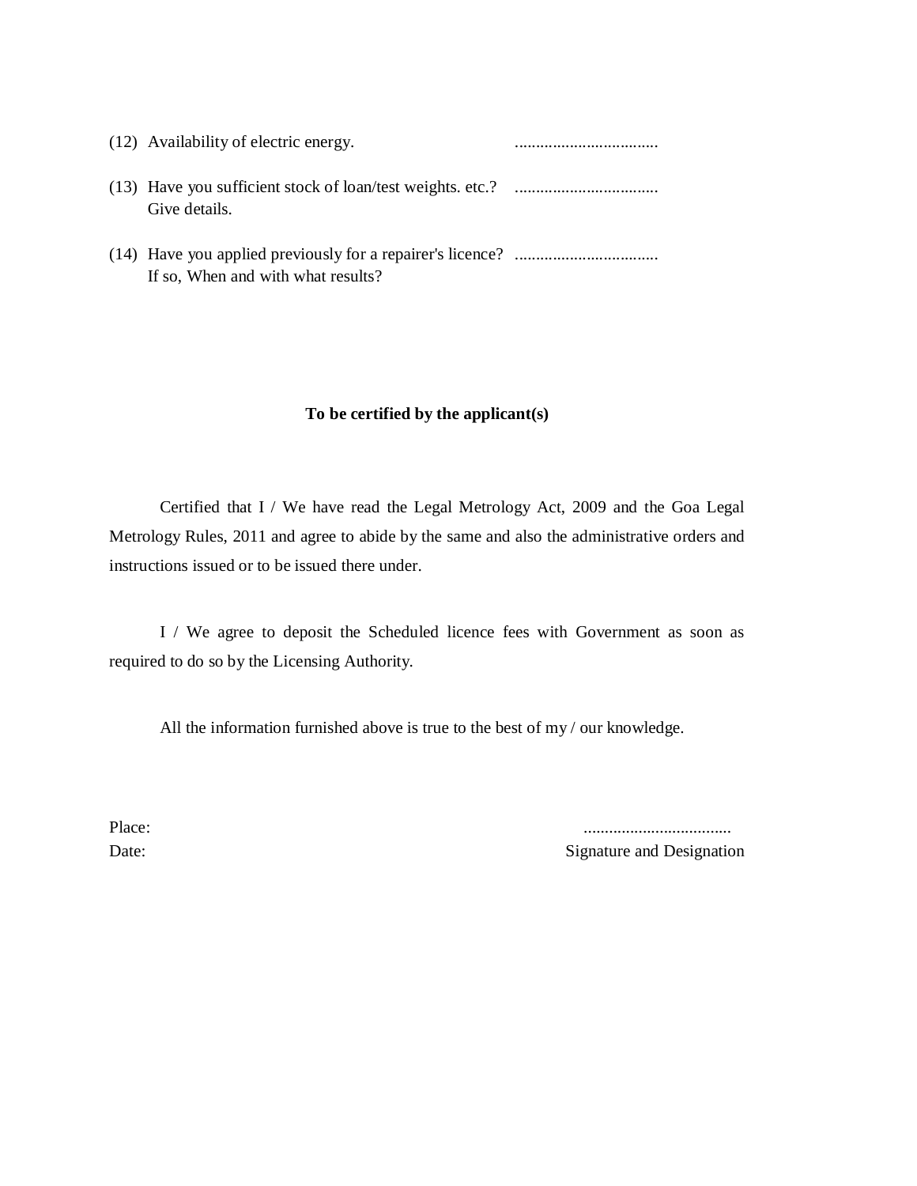(12) Availability of electric energy. ..................................

(13) Have you sufficient stock of loan/test weights. etc.? ..................................
Give details.

(14) Have you applied previously for a repairer's licence? ..................................
If so, When and with what results?

**To be certified by the applicant(s)**

Certified that I / We have read the Legal Metrology Act, 2009 and the Goa Legal Metrology Rules, 2011 and agree to abide by the same and also the administrative orders and instructions issued or to be issued there under.

I / We agree to deposit the Scheduled licence fees with Government as soon as required to do so by the Licensing Authority.

All the information furnished above is true to the best of my / our knowledge.

Place: ...................................

Date: Signature and Designation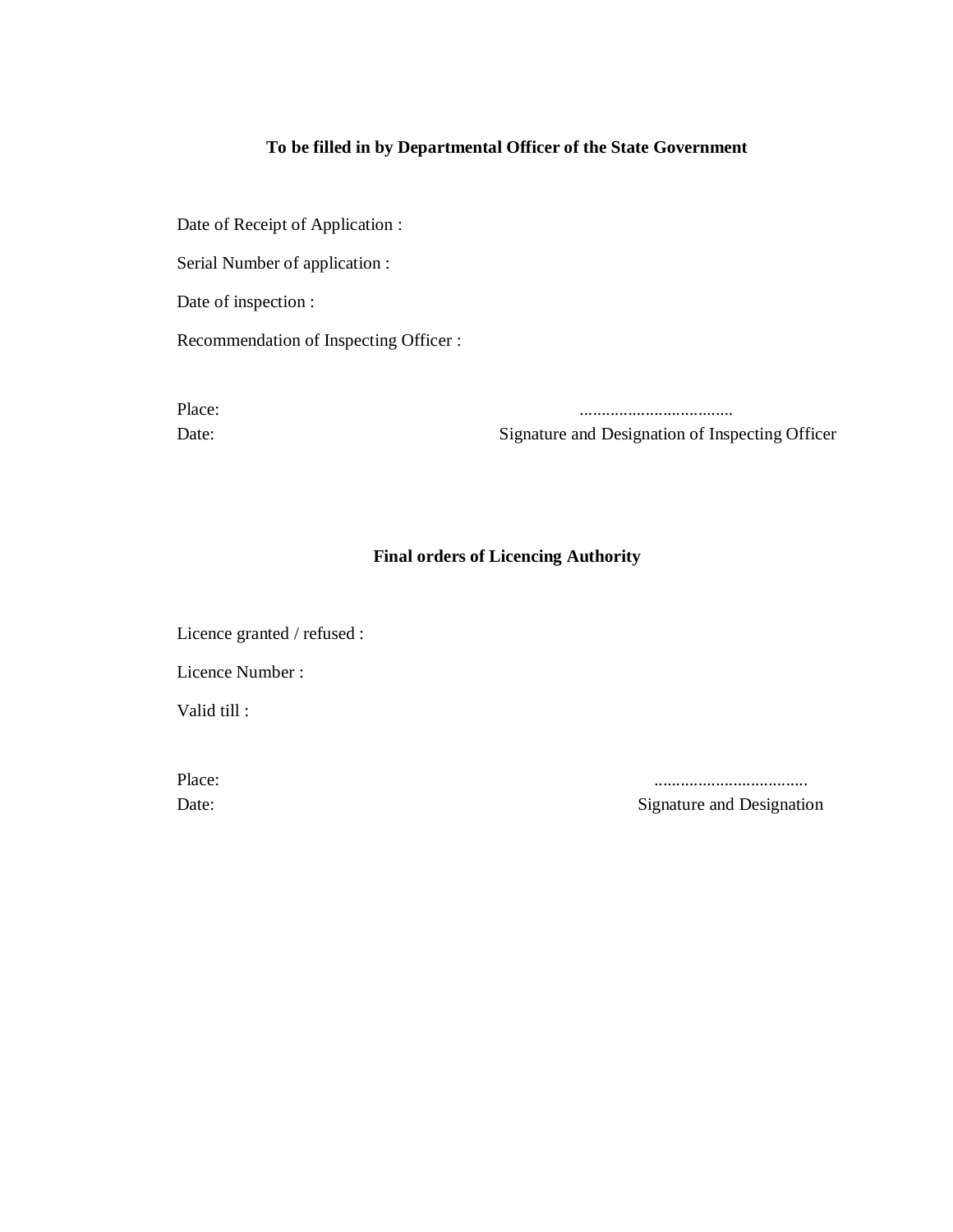**To be filled in by Departmental Officer of the State Government**

Date of Receipt of Application :

Serial Number of application :

Date of inspection :

Recommendation of Inspecting Officer :

Place: ...................................

Date: Signature and Designation of Inspecting Officer

**Final orders of Licencing Authority**

Licence granted / refused :

Licence Number :

Valid till :

Place: ...................................

Date: Signature and Designation